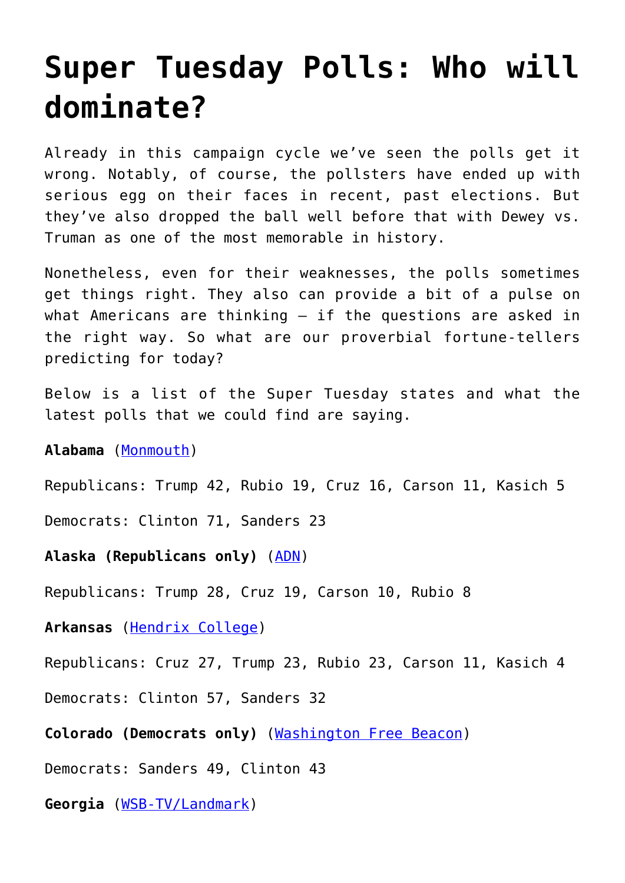# Super Tuesday Polls: Who will dominate?

Already in this campaign cycle we've seen the polls get it wrong. Notably, of course, the pollsters have ended up with serious egg on their faces in recent, past elections. But they've also dropped the ball well before that with Dewey vs. Truman as one of the most memorable in history.

Nonetheless, even for their weaknesses, the polls sometimes get things right. They also can provide a bit of a pulse on what Americans are thinking – if the questions are asked in the right way. So what are our proverbial fortune-tellers predicting for today?

Below is a list of the Super Tuesday states and what the latest polls that we could find are saying.

**Alabama** (Monmouth)

Republicans: Trump 42, Rubio 19, Cruz 16, Carson 11, Kasich 5

Democrats: Clinton 71, Sanders 23

**Alaska (Republicans only)** (ADN)

Republicans: Trump 28, Cruz 19, Carson 10, Rubio 8

**Arkansas** (Hendrix College)

Republicans: Cruz 27, Trump 23, Rubio 23, Carson 11, Kasich 4

Democrats: Clinton 57, Sanders 32

**Colorado (Democrats only)** (Washington Free Beacon)

Democrats: Sanders 49, Clinton 43

**Georgia** (WSB-TV/Landmark)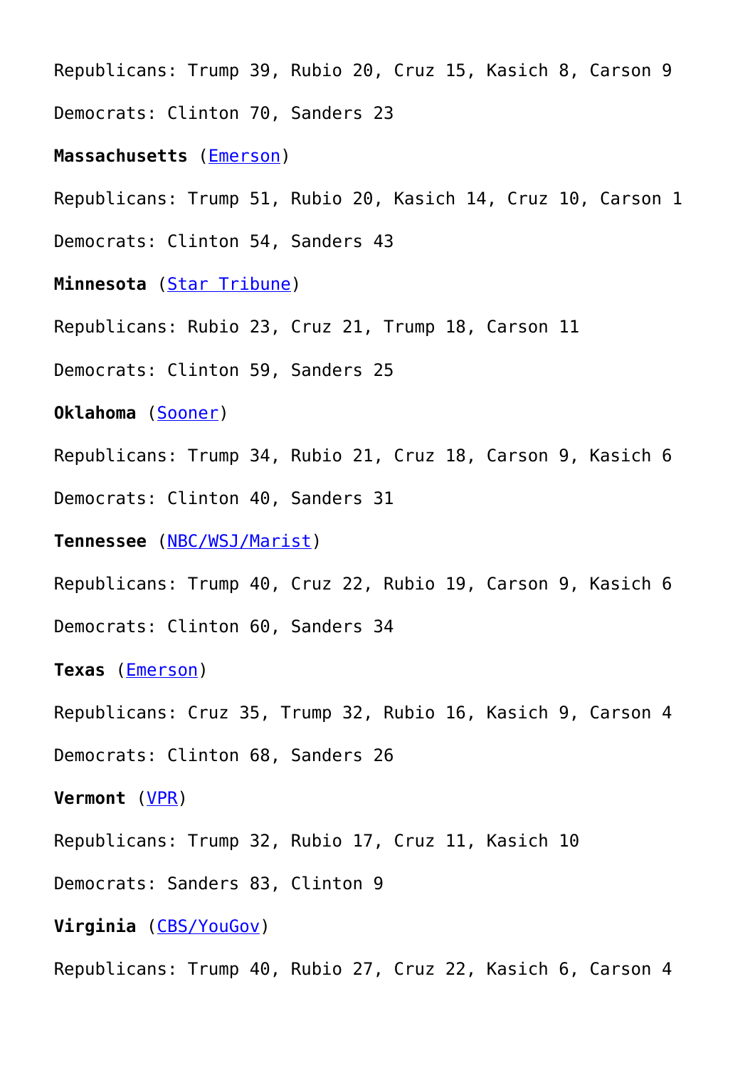Republicans: Trump 39, Rubio 20, Cruz 15, Kasich 8, Carson 9

Democrats: Clinton 70, Sanders 23

**Massachusetts** ([Emerson]())

Republicans: Trump 51, Rubio 20, Kasich 14, Cruz 10, Carson 1

Democrats: Clinton 54, Sanders 43

**Minnesota** ([Star Tribune]())

Republicans: Rubio 23, Cruz 21, Trump 18, Carson 11

Democrats: Clinton 59, Sanders 25

**Oklahoma** ([Sooner]())

Republicans: Trump 34, Rubio 21, Cruz 18, Carson 9, Kasich 6

Democrats: Clinton 40, Sanders 31

**Tennessee** ([NBC/WSJ/Marist]())

Republicans: Trump 40, Cruz 22, Rubio 19, Carson 9, Kasich 6

Democrats: Clinton 60, Sanders 34

**Texas** ([Emerson]())

Republicans: Cruz 35, Trump 32, Rubio 16, Kasich 9, Carson 4

Democrats: Clinton 68, Sanders 26

**Vermont** ([VPR]())

Republicans: Trump 32, Rubio 17, Cruz 11, Kasich 10

Democrats: Sanders 83, Clinton 9

**Virginia** ([CBS/YouGov]())

Republicans: Trump 40, Rubio 27, Cruz 22, Kasich 6, Carson 4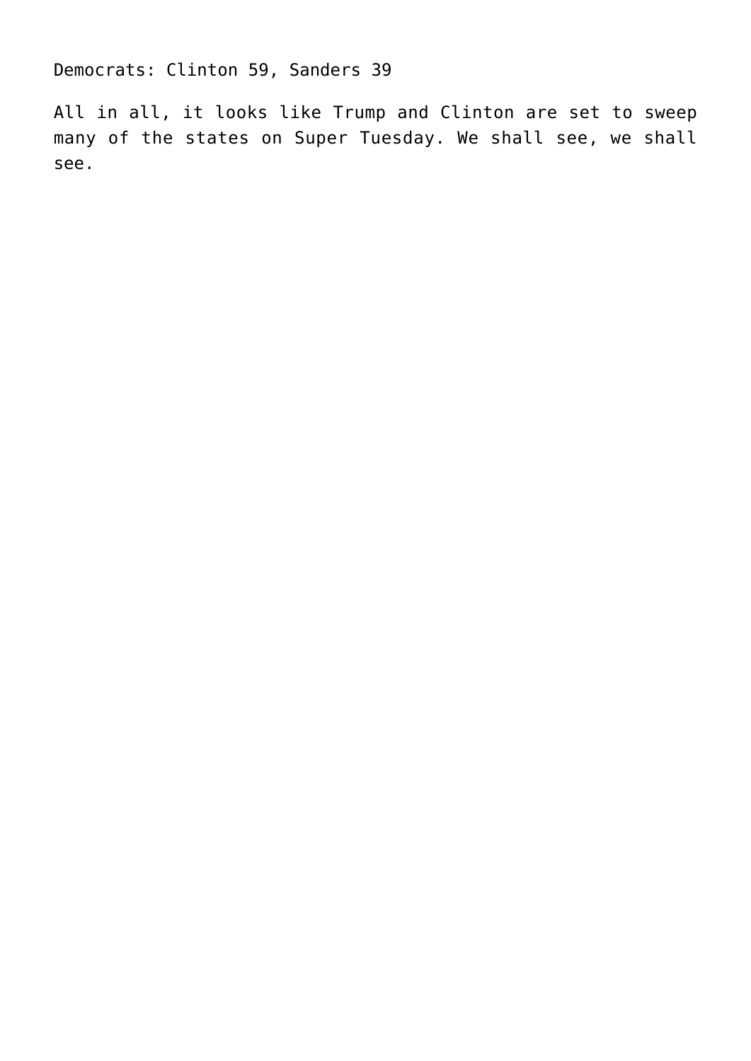Democrats: Clinton 59, Sanders 39

All in all, it looks like Trump and Clinton are set to sweep many of the states on Super Tuesday. We shall see, we shall see.